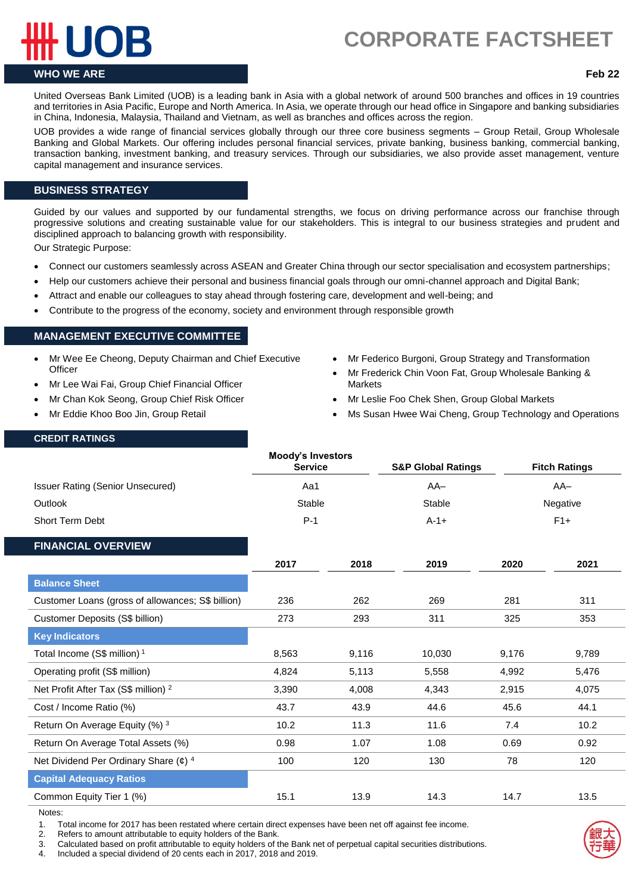# UOB

# CORPORATE FACTSHEET

**Feb 22**

## WHO WE ARE

United Overseas Bank Limited (UOB) is a leading bank in Asia with a global network of around 500 branches and offices in 19 countries and territories in Asia Pacific, Europe and North America. In Asia, we operate through our head office in Singapore and banking subsidiaries in China, Indonesia, Malaysia, Thailand and Vietnam, as well as branches and offices across the region.

UOB provides a wide range of financial services globally through our three core business segments – Group Retail, Group Wholesale Banking and Global Markets. Our offering includes personal financial services, private banking, business banking, commercial banking, transaction banking, investment banking, and treasury services. Through our subsidiaries, we also provide asset management, venture capital management and insurance services.

## BUSINESS STRATEGY

Guided by our values and supported by our fundamental strengths, we focus on driving performance across our franchise through progressive solutions and creating sustainable value for our stakeholders. This is integral to our business strategies and prudent and disciplined approach to balancing growth with responsibility.

Our Strategic Purpose:

- Connect our customers seamlessly across ASEAN and Greater China through our sector specialisation and ecosystem partnerships;
- Help our customers achieve their personal and business financial goals through our omni-channel approach and Digital Bank;
- Attract and enable our colleagues to stay ahead through fostering care, development and well-being; and
- Contribute to the progress of the economy, society and environment through responsible growth

## MANAGEMENT EXECUTIVE COMMITTEE

- Mr Wee Ee Cheong, Deputy Chairman and Chief Executive Officer
- Mr Lee Wai Fai, Group Chief Financial Officer
- Mr Chan Kok Seong, Group Chief Risk Officer
- Mr Eddie Khoo Boo Jin, Group Retail
- Mr Federico Burgoni, Group Strategy and Transformation
- Mr Frederick Chin Voon Fat, Group Wholesale Banking & Markets
- Mr Leslie Foo Chek Shen, Group Global Markets
- Ms Susan Hwee Wai Cheng, Group Technology and Operations

## CREDIT RATINGS

| | Moody's Investors Service | S&P Global Ratings | Fitch Ratings |
|---|---|---|---|
| Issuer Rating (Senior Unsecured) | Aa1 | AA– | AA– |
| Outlook | Stable | Stable | Negative |
| Short Term Debt | P-1 | A-1+ | F1+ |

## FINANCIAL OVERVIEW

| | 2017 | 2018 | 2019 | 2020 | 2021 |
|---|---|---|---|---|---|
| **Balance Sheet** | | | | | |
| Customer Loans (gross of allowances; S$ billion) | 236 | 262 | 269 | 281 | 311 |
| Customer Deposits (S$ billion) | 273 | 293 | 311 | 325 | 353 |
| **Key Indicators** | | | | | |
| Total Income (S$ million) [1] | 8,563 | 9,116 | 10,030 | 9,176 | 9,789 |
| Operating profit (S$ million) | 4,824 | 5,113 | 5,558 | 4,992 | 5,476 |
| Net Profit After Tax (S$ million) [2] | 3,390 | 4,008 | 4,343 | 2,915 | 4,075 |
| Cost / Income Ratio (%) | 43.7 | 43.9 | 44.6 | 45.6 | 44.1 |
| Return On Average Equity (%) [3] | 10.2 | 11.3 | 11.6 | 7.4 | 10.2 |
| Return On Average Total Assets (%) | 0.98 | 1.07 | 1.08 | 0.69 | 0.92 |
| Net Dividend Per Ordinary Share (¢) [4] | 100 | 120 | 130 | 78 | 120 |
| **Capital Adequacy Ratios** | | | | | |
| Common Equity Tier 1 (%) | 15.1 | 13.9 | 14.3 | 14.7 | 13.5 |

Notes:
1. Total income for 2017 has been restated where certain direct expenses have been net off against fee income.
2. Refers to amount attributable to equity holders of the Bank.
3. Calculated based on profit attributable to equity holders of the Bank net of perpetual capital securities distributions.
4. Included a special dividend of 20 cents each in 2017, 2018 and 2019.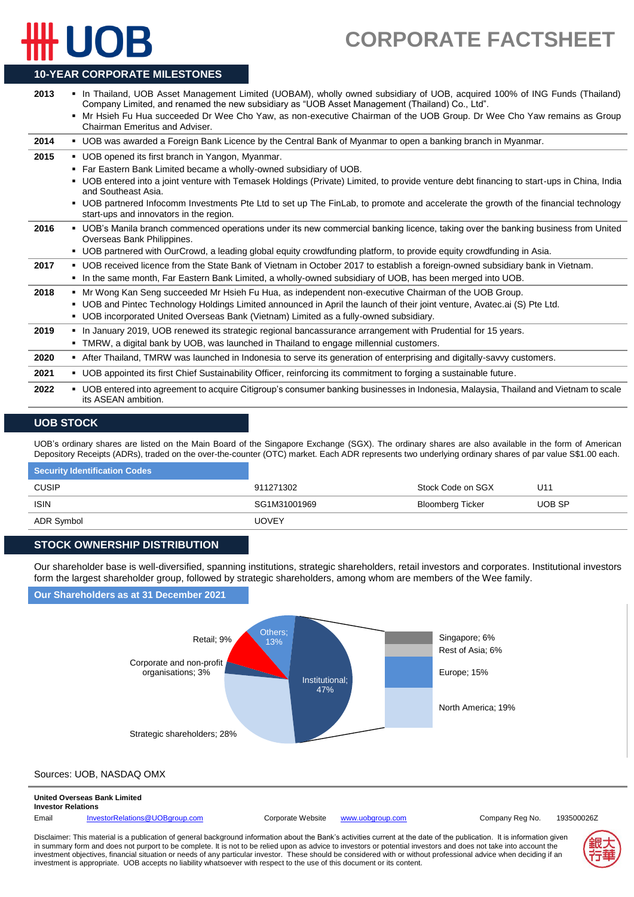# UOB

# CORPORATE FACTSHEET

## 10-YEAR CORPORATE MILESTONES

| | |
|---|---|
| 2013 | ▪ In Thailand, UOB Asset Management Limited (UOBAM), wholly owned subsidiary of UOB, acquired 100% of ING Funds (Thailand) Company Limited, and renamed the new subsidiary as "UOB Asset Management (Thailand) Co., Ltd".<br>▪ Mr Hsieh Fu Hua succeeded Dr Wee Cho Yaw, as non-executive Chairman of the UOB Group. Dr Wee Cho Yaw remains as Group Chairman Emeritus and Adviser. |
| 2014 | ▪ UOB was awarded a Foreign Bank Licence by the Central Bank of Myanmar to open a banking branch in Myanmar. |
| 2015 | ▪ UOB opened its first branch in Yangon, Myanmar.<br>▪ Far Eastern Bank Limited became a wholly-owned subsidiary of UOB.<br>▪ UOB entered into a joint venture with Temasek Holdings (Private) Limited, to provide venture debt financing to start-ups in China, India and Southeast Asia.<br>▪ UOB partnered Infocomm Investments Pte Ltd to set up The FinLab, to promote and accelerate the growth of the financial technology start-ups and innovators in the region. |
| 2016 | ▪ UOB's Manila branch commenced operations under its new commercial banking licence, taking over the banking business from United Overseas Bank Philippines.<br>▪ UOB partnered with OurCrowd, a leading global equity crowdfunding platform, to provide equity crowdfunding in Asia. |
| 2017 | ▪ UOB received licence from the State Bank of Vietnam in October 2017 to establish a foreign-owned subsidiary bank in Vietnam.<br>▪ In the same month, Far Eastern Bank Limited, a wholly-owned subsidiary of UOB, has been merged into UOB. |
| 2018 | ▪ Mr Wong Kan Seng succeeded Mr Hsieh Fu Hua, as independent non-executive Chairman of the UOB Group.<br>▪ UOB and Pintec Technology Holdings Limited announced in April the launch of their joint venture, Avatec.ai (S) Pte Ltd.<br>▪ UOB incorporated United Overseas Bank (Vietnam) Limited as a fully-owned subsidiary. |
| 2019 | ▪ In January 2019, UOB renewed its strategic regional bancassurance arrangement with Prudential for 15 years.<br>▪ TMRW, a digital bank by UOB, was launched in Thailand to engage millennial customers. |
| 2020 | ▪ After Thailand, TMRW was launched in Indonesia to serve its generation of enterprising and digitally-savvy customers. |
| 2021 | ▪ UOB appointed its first Chief Sustainability Officer, reinforcing its commitment to forging a sustainable future. |
| 2022 | ▪ UOB entered into agreement to acquire Citigroup's consumer banking businesses in Indonesia, Malaysia, Thailand and Vietnam to scale its ASEAN ambition. |

## UOB STOCK

UOB's ordinary shares are listed on the Main Board of the Singapore Exchange (SGX). The ordinary shares are also available in the form of American Depository Receipts (ADRs), traded on the over-the-counter (OTC) market. Each ADR represents two underlying ordinary shares of par value S$1.00 each.

| Security Identification Codes | | | |
|---|---|---|---|
| CUSIP | 911271302 | Stock Code on SGX | U11 |
| ISIN | SG1M31001969 | Bloomberg Ticker | UOB SP |
| ADR Symbol | UOVEY | | |

## STOCK OWNERSHIP DISTRIBUTION

Our shareholder base is well-diversified, spanning institutions, strategic shareholders, retail investors and corporates. Institutional investors form the largest shareholder group, followed by strategic shareholders, among whom are members of the Wee family.

**Our Shareholders as at 31 December 2021**

Others; 13%
Retail; 9%
Corporate and non-profit organisations; 3%
Strategic shareholders; 28%
Institutional; 47%

Singapore; 6%
Rest of Asia; 6%
Europe; 15%
North America; 19%

Sources: UOB, NASDAQ OMX

**United Overseas Bank Limited**
**Investor Relations**

Email InvestorRelations@UOBgroup.com Corporate Website www.uobgroup.com Company Reg No. 193500026Z

Disclaimer: This material is a publication of general background information about the Bank's activities current at the date of the publication. It is information given in summary form and does not purport to be complete. It is not to be relied upon as advice to investors or potential investors and does not take into account the investment objectives, financial situation or needs of any particular investor. These should be considered with or without professional advice when deciding if an investment is appropriate. UOB accepts no liability whatsoever with respect to the use of this document or its content.